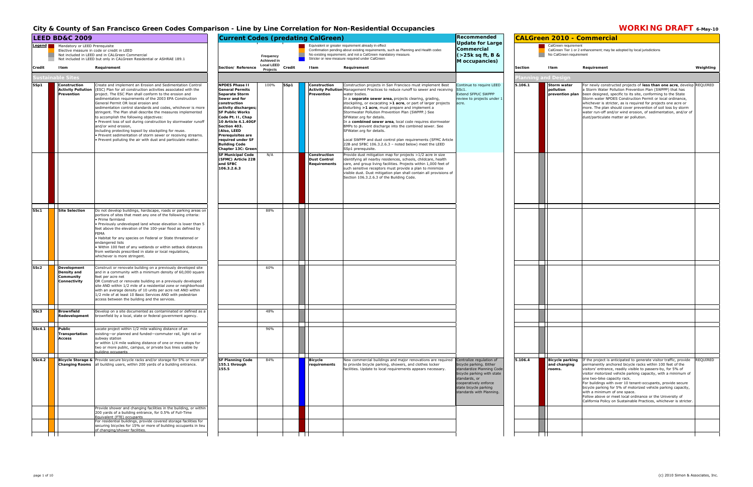# City & County of San Francisco Green Codes Comparison - Line by Line Correlation for Non-Residential Occupancies

**WORKING DRAFT** 6-May-10

## LEED BD&C 2009

Legend:
- Mandatory or LEED Prerequisite
- Elective measure in code or credit in LEED
- Not included in LEED and in CALGreen Commercial
- Not included in LEED but only in CALGreen Residential or ASHRAE 189.1

## Current Codes (predating CalGreen)

- Equivalent or greater requirement already in effect
- Confirmation pending about existing requirements, such as Planning and Health codes
- No existing requirement, and not a CalGreen mandatory measure.
- Stricter or new measure required under CalGreen

## CALGreen 2010 - Commercial

- CalGreen requirement
- CalGreen Tier 1 or 2 enhancement; may be adopted by local jurisdictions
- No CalGreen requirement

| Credit | Item | Requirement | Section/ Reference | Frequency Achieved in Local LEED Projects | Credit | Item | Requirement | Recommended Update for Large Commercial (>25k sq ft, B & M occupancies) | Section | Item | Requirement | Weighting |
|---|---|---|---|---|---|---|---|---|---|---|---|---|
| **Sustainable Sites** | | | | | | | | | **Planning and Design** | | | |
| SSp1 | Construction Activity Pollution Prevention | Create and implement an Erosion and Sedimentation Control (ESC) Plan for all construction activities associated with the project. The ESC Plan shall conform to the erosion and sedimentation requirements of the 2003 EPA Construction General Permit OR local erosion and sedimentation control standards and codes, whichever is more stringent. The Plan shall describe the measures implemented to accomplish the following objectives: • Prevent loss of soil during construction by stormwater runoff and/or wind erosion, including protecting topsoil by stockpiling for reuse. • Prevent sedimentation of storm sewer or receiving streams. • Prevent polluting the air with dust and particulate matter. | NPDES Phase II General Permits Separate Storm Sewer and for construction activity discharges; SF Public Works Code Pt. II, Chap 10 Article 4.1.40GF Section 403. (Also, LEED Prerequisites are required under SF Building Code Chapter 13C: Green | 100% | SSp1 | Construction Activity Pollution Prevention | Construction projects in San Francisco must implement Best Management Practices to reduce runoff to sewer and receiving water bodies. In a **separate sewer area,** projects clearing, grading, stockpiling, or excavating **>1 acre**, or part of larger projects disturbing **>1 acre**, must prepare and implement a Stormwater Pollution Prevention Plan (SWPPP.) See SFWater.org for details. In a **combined sewer area**, local code requires stormwater BMPs to prevent discharge into the combined sewer. See SFWater.org for details. Local SWPPP and dust control plan requirements (SFMC Article 22B and SFBC 106.3.2.6.3 – noted below) meet the LEED SSp1 prerequisite. | Continue to require LEED SSc1. Extend SFPUC SWPPP review to projects under 1 acre. | 5.106.1 | Storm water pollution prevention plan | For newly constructed projects of **less than one acre**, develop a Storm Water Pollution Prevention Plan (SWPPP) that has been designed, specific to its site, conforming to the State Storm water NPDES Construction Permit or local ordinance, whichever is stricter, as is required for projects one acre or more. The plan should cover prevention of soil loss by storm water run-off and/or wind erosion, of sedimentation, and/or of dust/particulate matter air pollution. | REQUIRED |
| | | | SF Municipal Code (SFMC) Article 22B and SFBC 106.3.2.6.3 | N/A | | Construction Dust Control Requirements | Provide dust mitigation map for projects >1/2 acre in size identifying all nearby residences, schools, childcare, health care, and group living facilities. Projects within 1,000 feet of such sensitive receptors must provide a plan to minimize visible dust. Dust mitigation plan shall contain all provisions of Section 106.3.2.6.3 of the Building Code. | | | | | |
| SSc1 | Site Selection | Do not develop buildings, hardscape, roads or parking areas on portions of sites that meet any one of the following criteria: • Prime farmland • Previously undeveloped land whose elevation is lower than 5 feet above the elevation of the 100-year flood as defined by FEMA • Habitat for any species on Federal or State threatened or endangered lists • Within 100 feet of any wetlands or within setback distances from wetlands prescribed in state or local regulations, whichever is more stringent. | | 88% | | | | | | | | |
| SSc2 | Development Density and Community Connectivity | Construct or renovate building on a previously developed site and in a community with a minimum density of 60,000 square feet per acre net OR Construct or renovate building on a previously developed site AND within 1/2 mile of a residential zone or neighborhood with an average density of 10 units per acre net AND within 1/2 mile of at least 10 Basic Services AND with pedestrian access between the building and the services. | | 60% | | | | | | | | |
| SSc3 | Brownfield Redevelopment | Develop on a site documented as contaminated or defined as a brownfield by a local, state or federal government agency. | | 48% | | | | | | | | |
| SSc4.1 | Public Transportation Access | Locate project within 1/2 mile walking distance of an existing—or planned and funded—commuter rail, light rail or subway station or within 1/4 mile walking distance of one or more stops for two or more public, campus, or private bus lines usable by building occupants | | 96% | | | | | | | | |
| SSc4.2 | Bicycle Storage & Changing Rooms | Provide secure bicycle racks and/or storage for 5% or more of all building users, within 200 yards of a building entrance. | SF Planning Code 155.1 through 155.5 | 84% | | Bicycle requirements | New commercial buildings and major renovations are required to provide bicycle parking, showers, and clothes locker facilities. Update to local requirements appears necessary. | Centralize regulation of bicycle parking. Either standardize Planning Code bicycle parking with state standards, or cooperatively enforce state bicycle parking standards with Planning. | 5.106.4 | Bicycle parking and changing rooms. | If the project is anticipated to generate visitor traffic, provide permanently anchored bicycle racks within 100 feet of the visitors' entrance, readily visible to passers-by, for 5% of visitor motorized vehicle parking capacity, with a minimum of one two-bike capacity rack. For buildings with over 10 tenant-occupants, provide secure bicycle parking for 5% of motorized vehicle parking capacity, with a minimum of one space. Follow above or meet local ordinance or the University of California Policy on Sustainable Practices, whichever is stricter. | REQUIRED |
| | | Provide shower and changing facilities in the building, or within 200 yards of a building entrance, for 0.5% of Full-Time Equivalent (FTE) occupants | | | | | | | | | | |
| | | For residential buildings, provide covered storage facilities for securing bicycles for 15% or more of building occupants in lieu of changing/shower facilities. | | | | | | | | | | |

(c) 2010 Simon & Associates, Inc.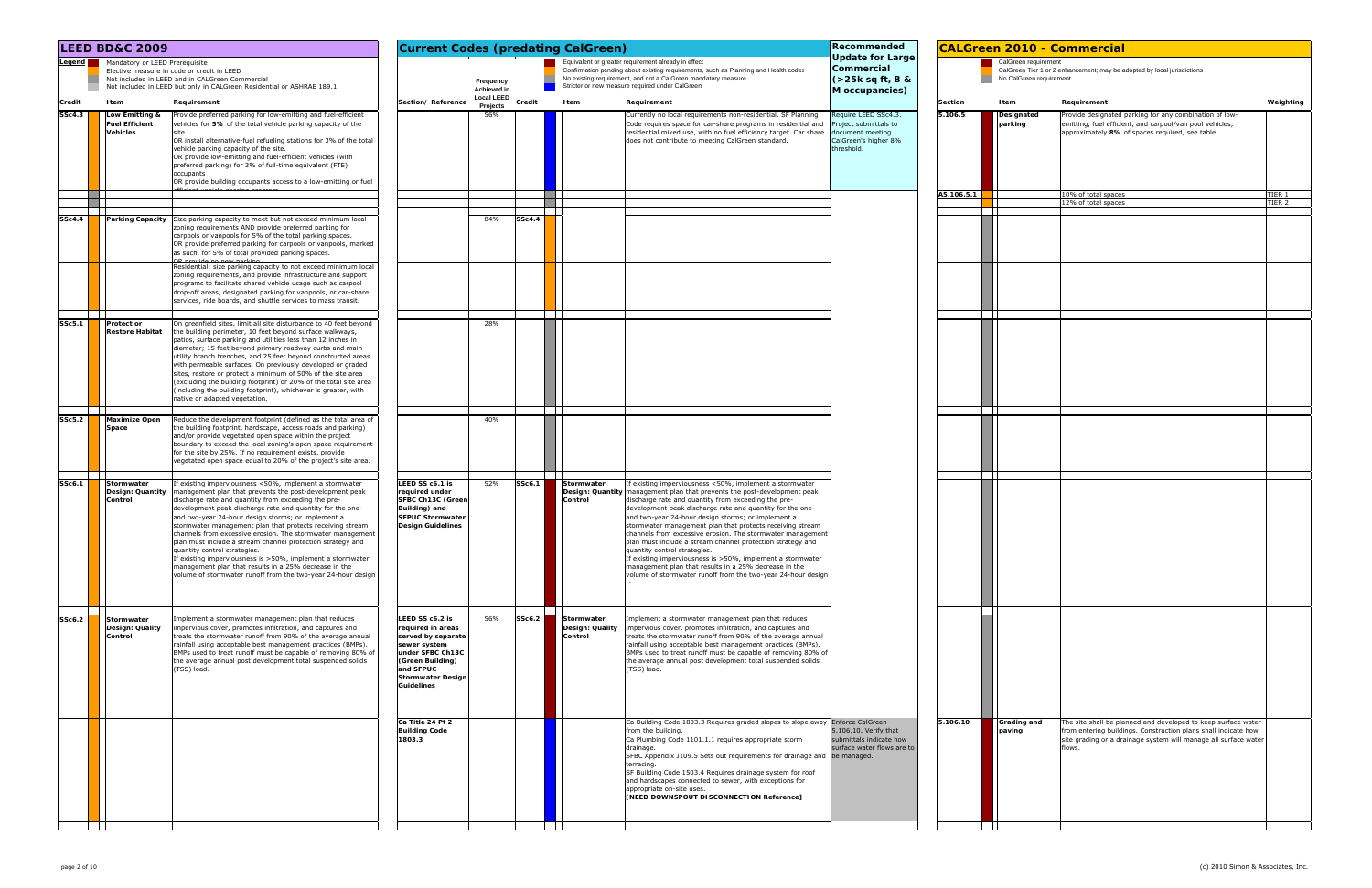## LEED BD&C 2009

**Legend**
- Mandatory or LEED Prerequisite
- Elective measure in code or credit in LEED
- Not included in LEED and in CALGreen Commercial
- Not included in LEED but only in CALGreen Residential or ASHRAE 189.1

## Current Codes (predating CalGreen)

- Equivalent or greater requirement already in effect
- Confirmation pending about existing requirements, such as Planning and Health codes
- No existing requirement, and not a CalGreen mandatory measure.
- Stricter or new measure required under CalGreen

## Recommended Update for Large Commercial (>25k sq ft, B & M occupancies)

## CALGreen 2010 - Commercial

- CalGreen requirement
- CalGreen Tier 1 or 2 enhancement; may be adopted by local jurisdictions
- No CalGreen requirement

| Credit | Item | Requirement | Section/ Reference | Frequency Achieved in Local LEED Projects | Credit | Item | Requirement | Recommended Update | Section | Item | Requirement | Weighting |
|---|---|---|---|---|---|---|---|---|---|---|---|---|
| SSc4.3 | **Low Emitting & Fuel Efficient Vehicles** | Provide preferred parking for low-emitting and fuel-efficient vehicles for **5%** of the total vehicle parking capacity of the site. OR install alternative-fuel refueling stations for 3% of the total vehicle parking capacity of the site. OR provide low-emitting and fuel-efficient vehicles (with preferred parking) for 3% of full-time equivalent (FTE) occupants OR provide building occupants access to a low-emitting or fuel efficient vehicle sharing program | | 56% | | | Currently no local requirements non-residential. SF Planning Code requires space for car-share programs in residential and residential mixed use, with no fuel efficiency target. Car share does not contribute to meeting CalGreen standard. | Require LEED SSc4.3. Project submittals to document meeting CalGreen's higher 8% threshold. | 5.106.5 | **Designated parking** | Provide designated parking for any combination of low-emitting, fuel efficient, and carpool/van pool vehicles; approximately **8%** of spaces required, see table. | |
| | | | | | | | | | A5.106.5.1 | | 10% of total spaces | TIER 1 |
| | | | | | | | | | | | 12% of total spaces | TIER 2 |
| SSc4.4 | **Parking Capacity** | Size parking capacity to meet but not exceed minimum local zoning requirements AND provide preferred parking for carpools or vanpools for 5% of the total parking spaces. OR provide preferred parking for carpools or vanpools, marked as such, for 5% of total provided parking spaces. OR provide no new parking | | 84% | SSc4.4 | | | | | | | |
| | | Residential: size parking capacity to not exceed minimum local zoning requirements, and provide infrastructure and support programs to facilitate shared vehicle usage such as carpool drop-off areas, designated parking for vanpools, or car-share services, ride boards, and shuttle services to mass transit. | | | | | | | | | | |
| SSc5.1 | **Protect or Restore Habitat** | On greenfield sites, limit all site disturbance to 40 feet beyond the building perimeter, 10 feet beyond surface walkways, patios, surface parking and utilities less than 12 inches in diameter; 15 feet beyond primary roadway curbs and main utility branch trenches, and 25 feet beyond constructed areas with permeable surfaces. On previously developed or graded sites, restore or protect a minimum of 50% of the site area (excluding the building footprint) or 20% of the total site area (including the building footprint), whichever is greater, with native or adapted vegetation. | | 28% | | | | | | | | |
| SSc5.2 | **Maximize Open Space** | Reduce the development footprint (defined as the total area of the building footprint, hardscape, access roads and parking) and/or provide vegetated open space within the project boundary to exceed the local zoning's open space requirement for the site by 25%. If no requirement exists, provide vegetated open space equal to 20% of the project's site area. | | 40% | | | | | | | | |
| SSc6.1 | **Stormwater Design: Quantity Control** | If existing imperviousness <50%, implement a stormwater management plan that prevents the post-development peak discharge rate and quantity from exceeding the pre-development peak discharge rate and quantity for the one-and two-year 24-hour design storms; or implement a stormwater management plan that protects receiving stream channels from excessive erosion. The stormwater management plan must include a stream channel protection strategy and quantity control strategies. If existing imperviousness is >50%, implement a stormwater management plan that results in a 25% decrease in the volume of stormwater runoff from the two-year 24-hour design | **LEED SS c6.1 is required under SFBC Ch13C (Green Building) and SFPUC Stormwater Design Guidelines** | 52% | SSc6.1 | **Stormwater Design: Quantity Control** | If existing imperviousness <50%, implement a stormwater management plan that prevents the post-development peak discharge rate and quantity from exceeding the pre-development peak discharge rate and quantity for the one-and two-year 24-hour design storms; or implement a stormwater management plan that protects receiving stream channels from excessive erosion. The stormwater management plan must include a stream channel protection strategy and quantity control strategies. If existing imperviousness is >50%, implement a stormwater management plan that results in a 25% decrease in the volume of stormwater runoff from the two-year 24-hour design | | | | | |
| SSc6.2 | **Stormwater Design: Quality Control** | Implement a stormwater management plan that reduces impervious cover, promotes infiltration, and captures and treats the stormwater runoff from 90% of the average annual rainfall using acceptable best management practices (BMPs). BMPs used to treat runoff must be capable of removing 80% of the average annual post development total suspended solids (TSS) load. | **LEED SS c6.2 is required in areas served by separate sewer system under SFBC Ch13C (Green Building) and SFPUC Stormwater Design Guidelines** | 56% | SSc6.2 | **Stormwater Design: Quality Control** | Implement a stormwater management plan that reduces impervious cover, promotes infiltration, and captures and treats the stormwater runoff from 90% of the average annual rainfall using acceptable best management practices (BMPs). BMPs used to treat runoff must be capable of removing 80% of the average annual post development total suspended solids (TSS) load. | | | | | |
| | | | **Ca Title 24 Pt 2 Building Code 1803.3** | | | | Ca Building Code 1803.3 Requires graded slopes to slope away from the building. Ca Plumbing Code 1101.1.1 requires appropriate storm drainage. SFBC Appendix J109.5 Sets out requirements for drainage and terracing. SF Building Code 1503.4 Requires drainage system for roof and hardscapes connected to sewer, with exceptions for appropriate on-site uses. **[NEED DOWNSPOUT DISCONNECTION Reference]** | Enforce CalGreen 5.106.10. Verify that submittals indicate how surface water flows are to be managed. | 5.106.10 | **Grading and paving** | The site shall be planned and developed to keep surface water from entering buildings. Construction plans shall indicate how site grading or a drainage system will manage all surface water flows. | |

(c) 2010 Simon & Associates, Inc.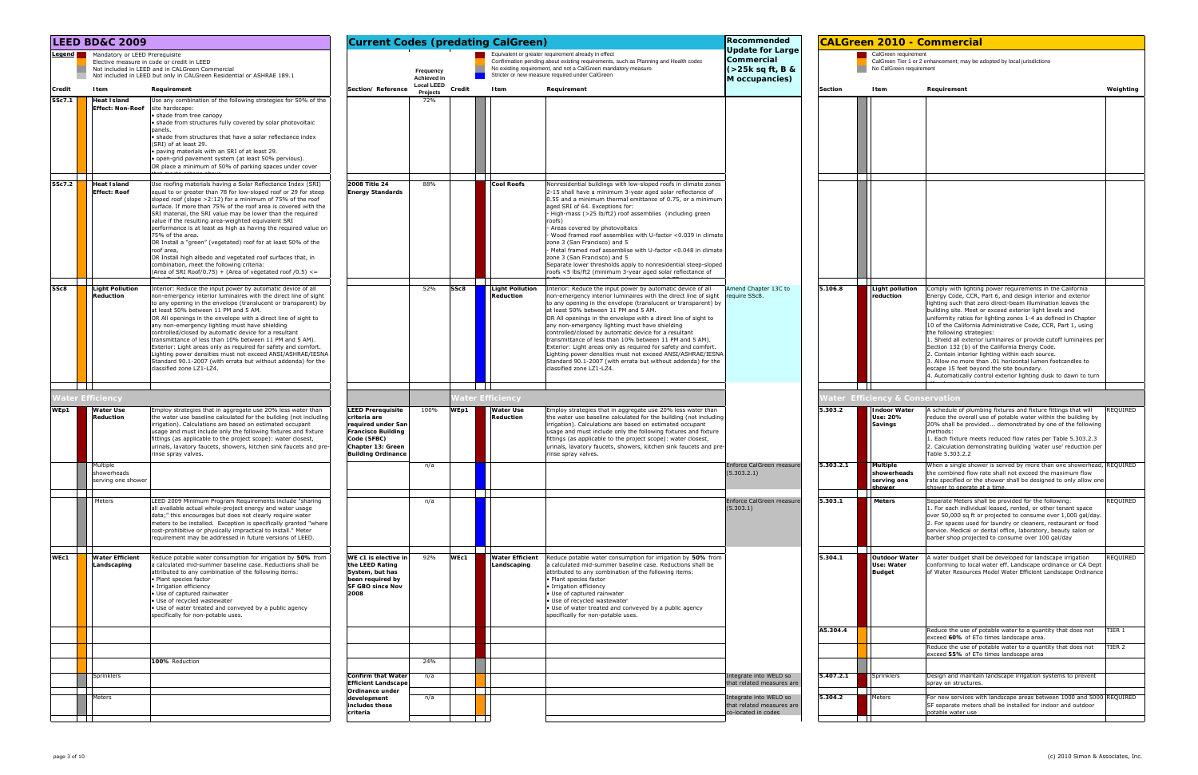| LEED BD&C 2009 | | | | Current Codes (predating CalGreen) | | | | | | Recommended Update for Large Commercial (>25k sq ft, B & M occupancies) | CALGreen 2010 - Commercial | | | | |
|---|---|---|---|---|---|---|---|---|---|---|---|---|---|---|---|
| Legend: Mandatory or LEED Prerequisite; Elective measure in code or credit in LEED; Not included in LEED and in CALGreen Commercial; Not included in LEED but only in CALGreen Residential or ASHRAE 189.1 | | | | | | | Equivalent or greater requirement already in effect; Confirmation pending about existing requirements, such as Planning and Health codes; No existing requirement, and not a CalGreen mandatory measure; Stricter or new measure required under CalGreen | | | | | CalGreen requirement; CalGreen Tier 1 or 2 enhancement; may be adopted by local jurisdictions; No CalGreen requirement | | | | |
| **Credit** | | **Item** | **Requirement** | **Section/ Reference** | **Frequency Achieved in Local LEED Projects** | **Credit** | | **Item** | **Requirement** | | **Section** | | **Item** | **Requirement** | **Weighting** |
| SSc7.1 | | **Heat Island Effect: Non-Roof** | Use any combination of the following strategies for 50% of the site hardscape: • shade from tree canopy • shade from structures fully covered by solar photovoltaic panels. • shade from structures that have a solar reflectance index (SRI) of at least 29. • paving materials with an SRI of at least 29. • open-grid pavement system (at least 50% pervious). OR place a minimum of 50% of parking spaces under cover that meets criteria above | | 72% | | | | | | | | | | |
| SSc7.2 | | **Heat Island Effect: Roof** | Use roofing materials having a Solar Reflectance Index (SRI) equal to or greater than 78 for low-sloped roof or 29 for steep sloped roof (slope >2:12) for a minimum of 75% of the roof surface. If more than 75% of the roof area is covered with the SRI material, the SRI value may be lower than the required value if the resulting area-weighted equivalent SRI performance is at least as high as having the required value on 75% of the area. OR Install a "green" (vegetated) roof for at least 50% of the roof area, OR Install high albedo and vegetated roof surfaces that, in combination, meet the following criteria: (Area of SRI Roof/0.75) + (Area of vegetated roof /0.5) <= | **2008 Title 24 Energy Standards** | 88% | | | **Cool Roofs** | Nonresidential buildings with low-sloped roofs in climate zones 2-15 shall have a minimum 3-year aged solar reflectance of 0.55 and a minimum thermal emittance of 0.75, or a minimum aged SRI of 64. Exceptions for: - High-mass (>25 lb/ft2) roof assemblies (including green roofs) - Areas covered by photovoltaics - Wood framed roof assemblies with U-factor <0.039 in climate zone 3 (San Francisco) and 5 - Metal framed roof assemblise with U-factor <0.048 in climate zone 3 (San Francisco) and 5 Separate lower thresholds apply to nonresidential steep-sloped roofs <5 lbs/ft2 (minimum 3-year aged solar reflectance of | | | | | | |
| SSc8 | | **Light Pollution Reduction** | Interior: Reduce the input power by automatic device of all non-emergency interior luminaires with the direct line of sight to any opening in the envelope (translucent or transparent) by at least 50% between 11 PM and 5 AM. OR All openings in the envelope with a direct line of sight to any non-emergency lighting must have shielding controlled/closed by automatic device for a resultant transmittance of less than 10% between 11 PM and 5 AM). Exterior: Light areas only as required for safety and comfort. Lighting power densities must not exceed ANSI/ASHRAE/IESNA Standard 90.1-2007 (with errata but without addenda) for the classified zone LZ1-LZ4. | | 52% | SSc8 | | **Light Pollution Reduction** | Interior: Reduce the input power by automatic device of all non-emergency interior luminaires with the direct line of sight to any opening in the envelope (translucent or transparent) by at least 50% between 11 PM and 5 AM. OR All openings in the envelope with a direct line of sight to any non-emergency lighting must have shielding controlled/closed by automatic device for a resultant transmittance of less than 10% between 11 PM and 5 AM). Exterior: Light areas only as required for safety and comfort. Lighting power densities must not exceed ANSI/ASHRAE/IESNA Standard 90.1-2007 (with errata but without addenda) for the classified zone LZ1-LZ4. | Amend Chapter 13C to require SSc8. | 5.106.8 | | **Light pollution reduction** | Comply with lighting power requirements in the California Energy Code, CCR, Part 6, and design interior and exterior lighting such that zero direct-beam illumination leaves the building site. Meet or exceed exterior light levels and uniformity ratios for lighting zones 1-4 as defined in Chapter 10 of the California Administrative Code, CCR, Part 1, using the following strategies: 1. Shield all exterior luminaires or provide cutoff luminaires per Section 132 (b) of the California Energy Code. 2. Contain interior lighting within each source. 3. Allow no more than .01 horizontal lumen footcandles to escape 15 feet beyond the site boundary. 4. Automatically control exterior lighting dusk to dawn to turn | |
| **Water Efficiency** | | | | | | **Water Efficiency** | | | | | **Water Efficiency & Conservation** | | | | |
| WEp1 | | **Water Use Reduction** | Employ strategies that in aggregate use 20% less water than the water use baseline calculated for the building (not including irrigation). Calculations are based on estimated occupant usage and must include only the following fixtures and fixture fittings (as applicable to the project scope): water closest, urinals, lavatory faucets, showers, kitchen sink faucets and pre-rinse spray valves. | **LEED Prerequisite criteria are required under San Francisco Building Code (SFBC) Chapter 13: Green Building Ordinance** | 100% | WEp1 | | **Water Use Reduction** | Employ strategies that in aggregate use 20% less water than the water use baseline calculated for the building (not including irrigation). Calculations are based on estimated occupant usage and must include only the following fixtures and fixture fittings (as applicable to the project scope): water closest, urinals, lavatory faucets, showers, kitchen sink faucets and pre-rinse spray valves. | | 5.303.2 | | **Indoor Water Use: 20% Savings** | A schedule of plumbing fixtures and fixture fittings that will reduce the overall use of potable water within the building by 20% shall be provided... demonstrated by one of the following methods: 1. Each fixture meets reduced flow rates per Table 5.303.2.3 2. Calculation demonstrating building 'water use' reduction per Table 5.303.2.2 | REQUIRED |
| | | Multiple showerheads serving one shower | | | n/a | | | | | Enforce CalGreen measure (5.303.2.1) | 5.303.2.1 | | **Multiple showerheads serving one shower** | When a single shower is served by more than one showerhead, the combined flow rate shall not exceed the maximum flow rate specified or the shower shall be designed to only allow one shower to operate at a time. | REQUIRED |
| | | Meters | LEED 2009 Minimum Program Requirements include "sharing all available actual whole-project energy and water usage data;" this encourages but does not clearly require water meters to be installed. Exception is specifically granted "where cost-prohibitive or physically impractical to install." Meter requirement may be addressed in future versions of LEED. | | n/a | | | | | Enforce CalGreen measure (5.303.1) | 5.303.1 | | **Meters** | Separate Meters shall be provided for the following: 1. For each individual leased, rented, or other tenant space over 50,000 sq ft or projected to consume over 1,000 gal/day. 2. For spaces used for laundry or cleaners, restaurant or food service. Medical or dental office, laboratory, beauty salon or barber shop projected to consume over 100 gal/day | REQUIRED |
| WEc1 | | **Water Efficient Landscaping** | Reduce potable water consumption for irrigation by **50%** from a calculated mid-summer baseline case. Reductions shall be attributed to any combination of the following items: • Plant species factor • Irrigation efficiency • Use of captured rainwater • Use of recycled wastewater • Use of water treated and conveyed by a public agency specifically for non-potable uses. | **WE c1 is elective in the LEED Rating System, but has been required by SF GBO since Nov 2008** | 92% | WEc1 | | **Water Efficient Landscaping** | Reduce potable water consumption for irrigation by **50%** from a calculated mid-summer baseline case. Reductions shall be attributed to any combination of the following items: • Plant species factor • Irrigation efficiency • Use of captured rainwater • Use of recycled wastewater • Use of water treated and conveyed by a public agency specifically for non-potable uses. | | 5.304.1 | | **Outdoor Water Use: Water Budget** | A water budget shall be developed for landscape irrigation conforming to local water eff. Landscape ordinance or CA Dept of Water Resources Model Water Efficient Landscape Ordinance | REQUIRED |
| | | | | | | | | | | | A5.304.4 | | | Reduce the use of potable water to a quantity that does not exceed **60%** of ETo times landscape area. | TIER 1 |
| | | | | | | | | | | | | | | Reduce the use of potable water to a quantity that does not exceed **55%** of ETo times landscape area | TIER 2 |
| | | | **100%** Reduction | | 24% | | | | | | | | | | |
| | | Sprinklers | | **Confirm that Water Efficient Landscape Ordinance under development includes these criteria** | n/a | | | | | Integrate into WELO so that related measures are | 5.407.2.1 | | Sprinklers | Design and maintain landscape irrigation systems to prevent spray on structures. | |
| | | Meters | | | n/a | | | | | Integrate into WELO so that related measures are co-located in codes | 5.304.2 | | Meters | For new services with landscape areas between 1000 and 5000 SF separate meters shall be installed for indoor and outdoor potable water use | REQUIRED |

(c) 2010 Simon & Associates, Inc.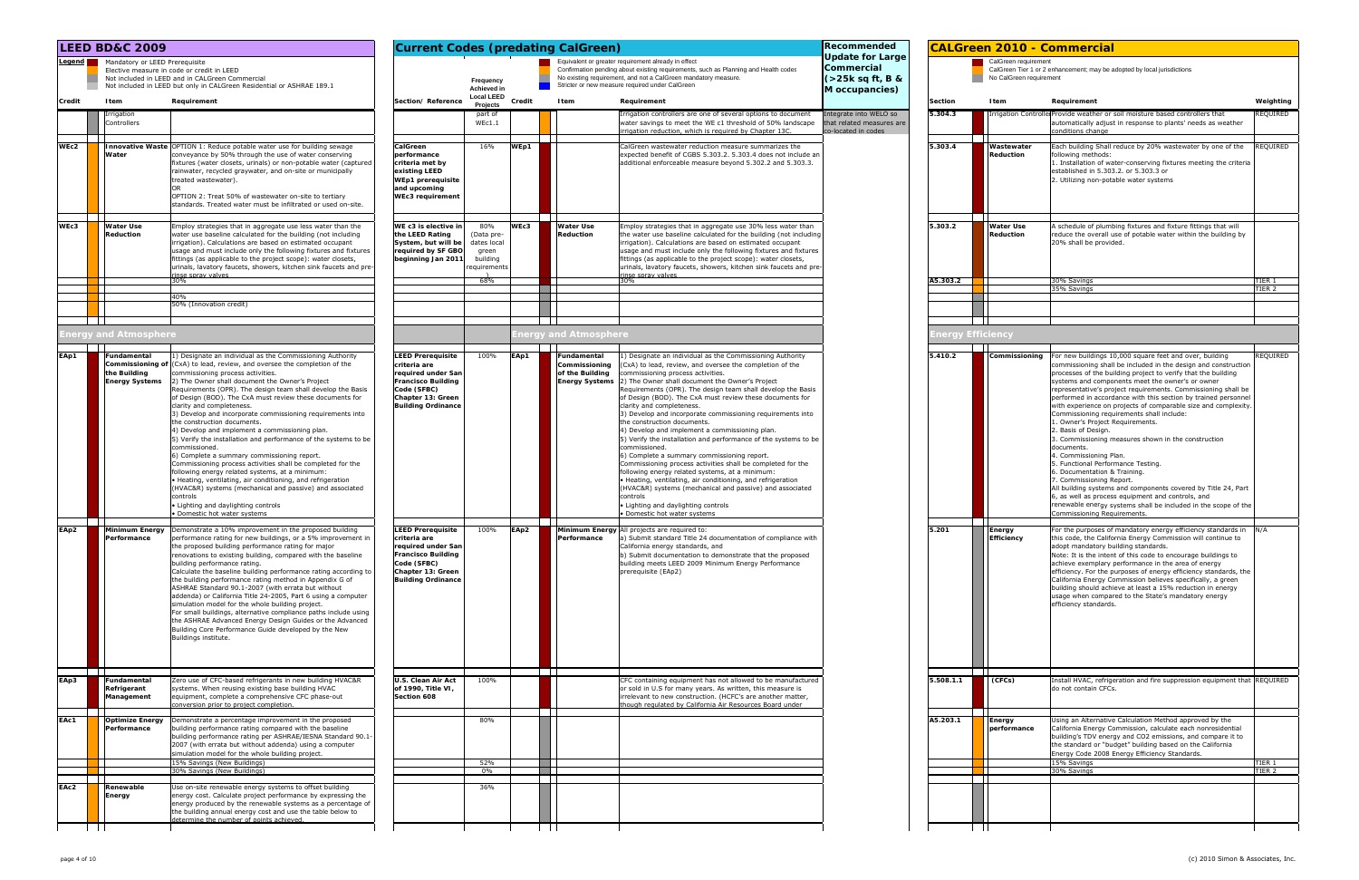## LEED BD&C 2009

**Legend**
- Mandatory or LEED Prerequisite
- Elective measure in code or credit in LEED
- Not included in LEED and in CALGreen Commercial
- Not included in LEED but only in CALGreen Residential or ASHRAE 189.1

## Current Codes (predating CalGreen)

- Equivalent or greater requirement already in effect
- Confirmation pending about existing requirements, such as Planning and Health codes
- No existing requirement, and not a CalGreen mandatory measure.
- Stricter or new measure required under CalGreen

## Recommended Update for Large Commercial (>25k sq ft, B & M occupancies)

## CALGreen 2010 - Commercial

- CalGreen requirement
- CalGreen Tier 1 or 2 enhancement; may be adopted by local jurisdictions
- No CalGreen requirement

| Credit | Item | Requirement | Section/ Reference | Frequency Achieved in Local LEED Projects | Credit | Item | Requirement | Recommended Update | Section | Item | Requirement | Weighting |
|---|---|---|---|---|---|---|---|---|---|---|---|---|
| | Irrigation Controllers | | | part of WEc1.1 | | | Irrigation controllers are one of several options to document water savings to meet the WE c1 threshold of 50% landscape irrigation reduction, which is required by Chapter 13C. | Integrate into WELO so that related measures are co-located in codes | 5.304.3 | Irrigation Controller | Provide weather or soil moisture based controllers that automatically adjust in response to plants' needs as weather conditions change | REQUIRED |
| WEc2 | Innovative Waste Water | OPTION 1: Reduce potable water use for building sewage conveyance by 50% through the use of water conserving fixtures (water closets, urinals) or non-potable water (captured rainwater, recycled graywater, and on-site or municipally treated wastewater). OR OPTION 2: Treat 50% of wastewater on-site to tertiary standards. Treated water must be infiltrated or used on-site. | CalGreen performance criteria met by existing LEED WEp1 prerequisite and upcoming WEc3 requirement | 16% | WEp1 | | CalGreen wastewater reduction measure summarizes the expected benefit of CGBS 5.303.2. 5.303.4 does not include an additional enforceable measure beyond 5.302.2 and 5.303.3. | | 5.303.4 | Wastewater Reduction | Each building Shall reduce by 20% wastewater by one of the following methods: 1. Installation of water-conserving fixtures meeting the criteria established in 5.303.2. or 5.303.3 or 2. Utilizing non-potable water systems | REQUIRED |
| WEc3 | Water Use Reduction | Employ strategies that in aggregate use less water than the water use baseline calculated for the building (not including irrigation). Calculations are based on estimated occupant usage and must include only the following fixtures and fixture fittings (as applicable to the project scope): water closets, urinals, lavatory faucets, showers, kitchen sink faucets and pre-rinse spray valves | WE c3 is elective in the LEED Rating System, but will be required by SF GBO beginning Jan 2011 | 80% (Data pre-dates local green building requirements) | WEc3 | Water Use Reduction | Employ strategies that in aggregate use 30% less water than the water use baseline calculated for the building (not including irrigation). Calculations are based on estimated occupant usage and must include only the following fixtures and fixture fittings (as applicable to the project scope): water closets, urinals, lavatory faucets, showers, kitchen sink faucets and pre-rinse spray valves | | 5.303.2 | Water Use Reduction | A schedule of plumbing fixtures and fixture fittings that will reduce the overall use of potable water within the building by 20% shall be provided. | |
| | | 30% | | 68% | | | 30% | | A5.303.2 | | 30% Savings | TIER 1 |
| | | | | | | | | | | | 35% Savings | TIER 2 |
| | | 40% | | | | | | | | | | |
| | | 50% (Innovation credit) | | | | | | | | | | |
| **Energy and Atmosphere** | | | | | **Energy and Atmosphere** | | | | **Energy Efficiency** | | | |
| EAp1 | Fundamental Commissioning of the Building Energy Systems | 1) Designate an individual as the Commissioning Authority (CxA) to lead, review, and oversee the completion of the commissioning process activities. 2) The Owner shall document the Owner's Project Requirements (OPR). The design team shall develop the Basis of Design (BOD). The CxA must review these documents for clarity and completeness. 3) Develop and incorporate commissioning requirements into the construction documents. 4) Develop and implement a commissioning plan. 5) Verify the installation and performance of the systems to be commissioned. 6) Complete a summary commissioning report. Commissioning process activities shall be completed for the following energy related systems, at a minimum: • Heating, ventilating, air conditioning, and refrigeration (HVAC&R) systems (mechanical and passive) and associated controls • Lighting and daylighting controls • Domestic hot water systems | LEED Prerequisite criteria are required under San Francisco Building Code (SFBC) Chapter 13: Green Building Ordinance | 100% | EAp1 | Fundamental Commissioning of the Building Energy Systems | 1) Designate an individual as the Commissioning Authority (CxA) to lead, review, and oversee the completion of the commissioning process activities. 2) The Owner shall document the Owner's Project Requirements (OPR). The design team shall develop the Basis of Design (BOD). The CxA must review these documents for clarity and completeness. 3) Develop and incorporate commissioning requirements into the construction documents. 4) Develop and implement a commissioning plan. 5) Verify the installation and performance of the systems to be commissioned. 6) Complete a summary commissioning report. Commissioning process activities shall be completed for the following energy related systems, at a minimum: • Heating, ventilating, air conditioning, and refrigeration (HVAC&R) systems (mechanical and passive) and associated controls • Lighting and daylighting controls • Domestic hot water systems | | 5.410.2 | Commissioning | For new buildings 10,000 square feet and over, building commissioning shall be included in the design and construction processes of the building project to verify that the building systems and components meet the owner's or owner representative's project requirements. Commissioning shall be performed in accordance with this section by trained personnel with experience on projects of comparable size and complexity. Commissioning requirements shall include: 1. Owner's Project Requirements. 2. Basis of Design. 3. Commissioning measures shown in the construction documents. 4. Commissioning Plan. 5. Functional Performance Testing. 6. Documentation & Training. 7. Commissioning Report. All building systems and components covered by Title 24, Part 6, as well as process equipment and controls, and renewable energy systems shall be included in the scope of the Commissioning Requirements. | REQUIRED |
| EAp2 | Minimum Energy Performance | Demonstrate a 10% improvement in the proposed building performance rating for new buildings, or a 5% improvement in the proposed building performance rating for major renovations to existing buildings, compared with the baseline building performance rating. Calculate the baseline building performance rating according to the building performance rating method in Appendix G of ASHRAE Standard 90.1-2007 (with errata but without addenda) or California Title 24-2005, Part 6 using a computer simulation model for the whole building project. For small buildings, alternative compliance paths include using the ASHRAE Advanced Energy Design Guides or the Advanced Building Core Performance Guide developed by the New Buildings institute. | LEED Prerequisite criteria are required under San Francisco Building Code (SFBC) Chapter 13: Green Building Ordinance | 100% | EAp2 | Minimum Energy Performance | All projects are required to: a) Submit standard Title 24 documentation of compliance with California energy standards, and b) Submit documentation to demonstrate that the proposed building meets LEED 2009 Minimum Energy Performance prerequisite (EAp2) | | 5.201 | Energy Efficiency | For the purposes of mandatory energy efficiency standards in this code, the California Energy Commission will continue to adopt mandatory building standards. Note: It is the intent of this code to encourage buildings to achieve exemplary performance in the area of energy efficiency. For the purposes of energy efficiency standards, the California Energy Commission believes specifically, a green building should achieve at least a 15% reduction in energy usage when compared to the State's mandatory energy efficiency standards. | N/A |
| EAp3 | Fundamental Refrigerant Management | Zero use of CFC-based refrigerants in new building HVAC&R systems. When reusing existing base building HVAC equipment, complete a comprehensive CFC phase-out conversion prior to project completion. | U.S. Clean Air Act of 1990, Title VI, Section 608 | 100% | | | CFC containing equipment has not allowed to be manufactured or sold in U.S for many years. As written, this measure is irrelevant to new construction. (HCFC's are another matter, though regulated by California Air Resources Board under | | 5.508.1.1 | (CFCs) | Install HVAC, refrigeration and fire suppression equipment that do not contain CFCs. | REQUIRED |
| EAc1 | Optimize Energy Performance | Demonstrate a percentage improvement in the proposed building performance rating compared with the baseline building performance rating per ASHRAE/IESNA Standard 90.1-2007 (with errata but without addenda) using a computer simulation model for the whole building project. | | 80% | | | | | A5.203.1 | Energy performance | Using an Alternative Calculation Method approved by the California Energy Commission, calculate each nonresidential building's TDV energy and CO2 emissions, and compare it to the standard or "budget" building based on the California Energy Code 2008 Energy Efficiency Standards. | |
| | | 15% Savings (New Buildings) | | 52% | | | | | | | 15% Savings | TIER 1 |
| | | 30% Savings (New Buildings) | | 0% | | | | | | | 30% Savings | TIER 2 |
| EAc2 | Renewable Energy | Use on-site renewable energy systems to offset building energy cost. Calculate project performance by expressing the energy produced by the renewable systems as a percentage of the building annual energy cost and use the table below to determine the number of points achieved. | | 36% | | | | | | | | |

(c) 2010 Simon & Associates, Inc.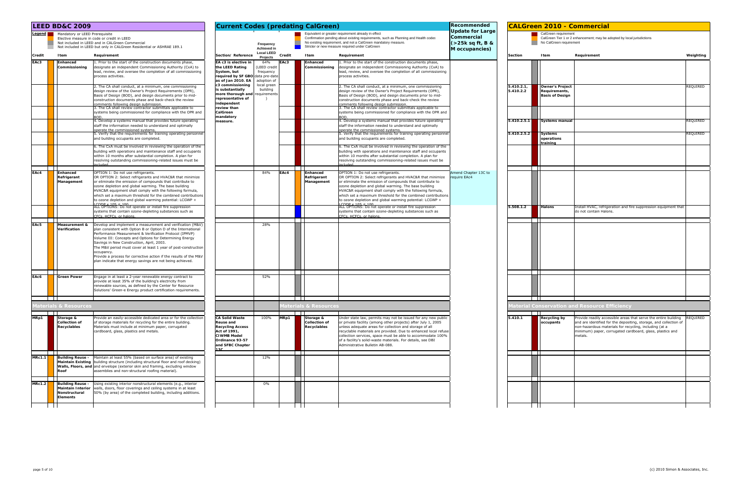## LEED BD&C 2009

**Legend**
- Mandatory or LEED Prerequisite
- Elective measure in code or credit in LEED
- Not included in LEED and in CALGreen Commercial
- Not included in LEED but only in CALGreen Residential or ASHRAE 189.1

## Current Codes (predating CalGreen)

- Equivalent or greater requirement already in effect
- Confirmation pending about existing requirements, such as Planning and Health codes
- No existing requirement, and not a CalGreen mandatory measure.
- Stricter or new measure required under CalGreen

## Recommended Update for Large Commercial (>25k sq ft, B & M occupancies)

## CALGreen 2010 - Commercial

- CalGreen requirement
- CalGreen Tier 1 or 2 enhancement; may be adopted by local jurisdictions
- No CalGreen requirement

| Credit | Item | Requirement | Section/ Reference | Frequency Achieved in Local LEED Projects | Credit | Item | Requirement | Recommended Update | Section | Item | Requirement | Weighting |
|---|---|---|---|---|---|---|---|---|---|---|---|---|
| EAc3 | Enhanced Commissioning | 1. Prior to the start of the construction documents phase, designate an independent Commissioning Authority (CxA) to lead, review, and oversee the completion of all commissioning process activities. | EA c3 is elective in the LEED Rating System, but required by SF GBO as of Jan 2010. EA c3 commissioning is substantially more thorough and representative of independent review than CalGreen mandatory measure. | 64% (LEED credit frequency data pre-date adoption of local green building requirements) | EAc3 | Enhanced Commissioning | 1. Prior to the start of the construction documents phase, designate an independent Commissioning Authority (CxA) to lead, review, and oversee the completion of all commissioning process activities. | | | | | |
| | | 2. The CA shall conduct, at a minimum, one commissioning design review of the Owner's Project Requirements (OPR), Basis of Design (BOD), and design documents prior to mid-construction documents phase and back-check the review comments following design submission. | | | | | 2. The CA shall conduct, at a minimum, one commissioning design review of the Owner's Project Requirements (OPR), Basis of Design (BOD), and design documents prior to mid-construction documents phase and back-check the review comments following design submission. | | 5.410.2.1, 5.410.2.2 | Owner's Project Requirements, Basis of Design | | REQUIRED |
| | | 3. The CA shall review contractor submittals applicable to systems being commissioned for compliance with the OPR and BOD. | | | | | 3. The CA shall review contractor submittals applicable to systems being commissioned for compliance with the OPR and BOD. | | | | | |
| | | 4. Develop a systems manual that provides future operating staff the information needed to understand and optimally operate the commissioned systems. | | | | | 4. Develop a systems manual that provides future operating staff the information needed to understand and optimally operate the commissioned systems. | | 5.410.2.5.1 | Systems manual | | REQUIRED |
| | | 5. Verify that the requirements for training operating personnel and building occupants are completed. | | | | | 5. Verify that the requirements for training operating personnel and building occupants are completed. | | 5.410.2.5.2 | Systems operations training | | REQUIRED |
| | | 6. The CxA must be involved in reviewing the operation of the building with operations and maintenance staff and occupants within 10 months after substantial completion. A plan for resolving outstanding commissioning-related issues must be included. | | | | | 6. The CxA must be involved in reviewing the operation of the building with operations and maintenance staff and occupants within 10 months after substantial completion. A plan for resolving outstanding commissioning-related issues must be included. | | | | | |
| EAc4 | Enhanced Refrigerant Management | OPTION 1: Do not use refrigerants. OR OPTION 2: Select refrigerants and HVAC&R that minimize or eliminate the emission of compounds that contribute to ozone depletion and global warming. The base building HVAC&R equipment shall comply with the following formula, which set a maximum threshold for the combined contributions to ozone depletion and global warming potential: LCGWP + LCODP x 105 ≤ 100 | | 84% | EAc4 | Enhanced Refrigerant Management | OPTION 1: Do not use refrigerants. OR OPTION 2: Select refrigerants and HVAC&R that minimize or eliminate the emission of compounds that contribute to ozone depletion and global warming. The base building HVAC&R equipment shall comply with the following formula, which set a maximum threshold for the combined contributions to ozone depletion and global warming potential: LCGWP + LCODP x 105 ≤ 100 | Amend Chapter 13C to require EAc4 | | | | |
| | | ALL OPTIONS: Do not operate or install fire suppression systems that contain ozone-depleting substances such as CFCs, HCFCs, or halons. | | | | | ALL OPTIONS: Do not operate or install fire suppression systems that contain ozone-depleting substances such as CFCs, HCFCs, or halons. | | 5.508.1.2 | Halons | Install HVAC, refrigeration and fire suppression equipment that do not contain Halons. | |
| EAc5 | Measurement & Verification | Develop and implement a measurement and verification (M&V) plan consistent with Option B or Option D of the International Performance Measurement & Verification Protocol (IPMVP) Volume III: Concepts and Options for Determining Energy Savings in New Construction, April, 2003. The M&V period must cover at least 1 year of post-construction occupancy. Provide a process for corrective action if the results of the M&V plan indicate that energy savings are not being achieved. | | 28% | | | | | | | | |
| EAc6 | Green Power | Engage in at least a 2-year renewable energy contract to provide at least 35% of the building's electricity from renewable sources, as defined by the Center for Resource Solutions' Green-e Energy product certification requirements. | | 52% | | | | | | | | |
| **Materials & Resources** | | | | | **Materials & Resources** | | | | **Material Conservation and Resource Efficiency** | | | |
| MRp1 | Storage & Collection of Recyclables | Provide an easily-accessible dedicated area or for the collection of storage materials for recycling for the entire building. Materials must include at minimum paper, corrugated cardboard, glass, plastics and metals. | CA Solid Waste Reuse and Recycling Access Act of 1991, CIWMB Model Ordinance 93-57 and SFBC Chapter 13C | 100% | MRp1 | Storage & Collection of Recyclables | Under state law, permits may not be issued for any new public or private facility (among other projects) after July 1, 2005 unless adequate areas for collection and storage of all recyclable materials are provided. Due to enhanced local refuse collection services, space must be able to accommodate 100% of a facility's solid-waste materials. For details, see DBI Administrative Bulletin AB-088. | | 5.410.1 | Recycling by occupants | Provide readily accessible areas that serve the entire building and are identified for the depositing, storage, and collection of non-hazardous materials for recycling, including (at a minimum) paper, corrugated cardboard, glass, plastics and metals. | REQUIRED |
| MRc1.1 | Building Reuse - Maintain Existing Walls, Floors, and Roof | Maintain at least 55% (based on surface area) of existing building structure (including structural floor and roof decking) and envelope (exterior skin and framing, excluding window assemblies and non-structural roofing material). | | 12% | | | | | | | | |
| MRc1.2 | Building Reuse - Maintain Interior Nonstructural Elements | Using existing interior nonstructural elements (e.g., interior walls, doors, floor coverings and ceiling systems in at least 50% (by area) of the completed building, including additions. | | 0% | | | | | | | | |

(c) 2010 Simon & Associates, Inc.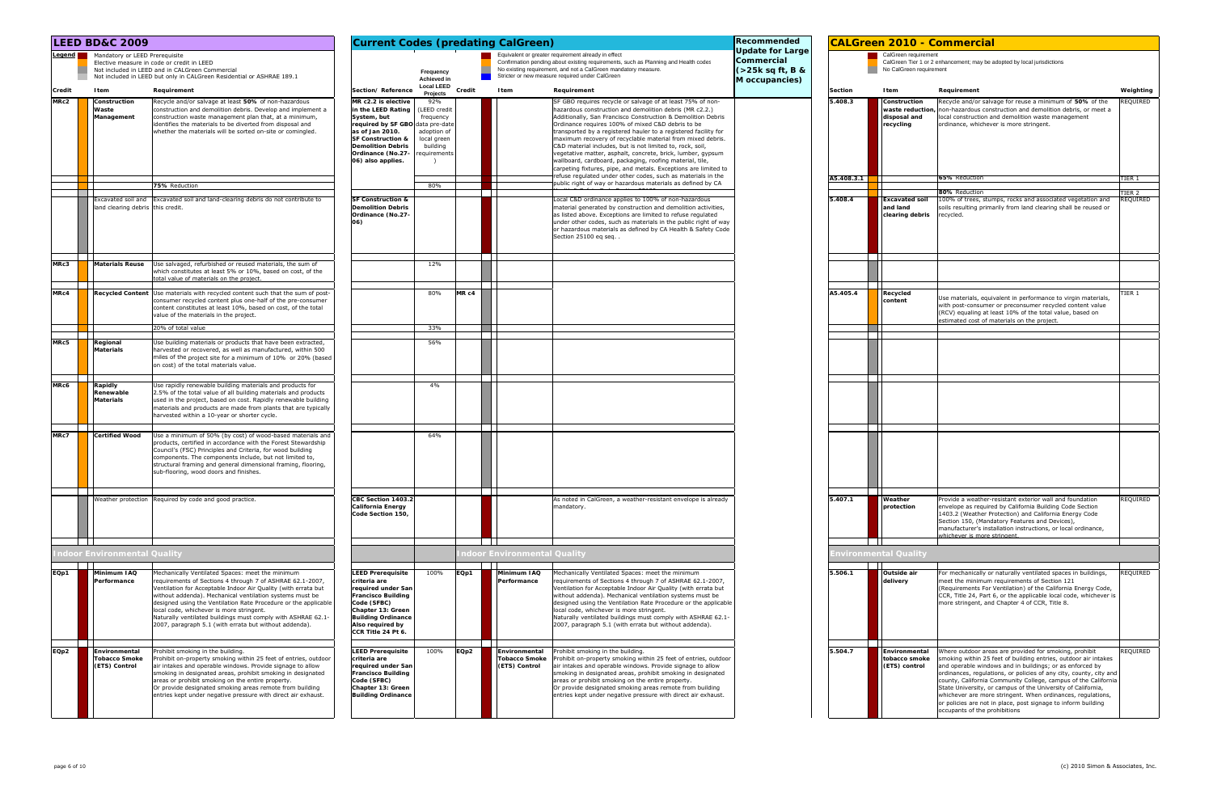## LEED BD&C 2009

**Legend**
- Mandatory or LEED Prerequisite
- Elective measure in code or credit in LEED
- Not included in LEED and in CALGreen Commercial
- Not included in LEED but only in CALGreen Residential or ASHRAE 189.1

## Current Codes (predating CalGreen)

- Equivalent or greater requirement already in effect
- Confirmation pending about existing requirements, such as Planning and Health codes
- No existing requirement, and not a CalGreen mandatory measure.
- Stricter or new measure required under CalGreen

## Recommended Update for Large Commercial (>25k sq ft, B & M occupancies)

## CALGreen 2010 - Commercial

- CalGreen requirement
- CalGreen Tier 1 or 2 enhancement; may be adopted by local jurisdictions
- No CalGreen requirement

| Credit | Item | Requirement | Section/ Reference | Frequency Achieved in Local LEED Projects | Credit | Item | Requirement | Recommended Update | Section | Item | Requirement | Weighting |
|---|---|---|---|---|---|---|---|---|---|---|---|---|
| MRc2 | Construction Waste Management | Recycle and/or salvage at least **50%** of non-hazardous construction and demolition debris. Develop and implement a construction waste management plan that, at a minimum, identifies the materials to be diverted from disposal and whether the materials will be sorted on-site or comingled. | **MR c2.2 is elective in the LEED Rating System, but required by SF GBO as of Jan 2010. SF Construction & Demolition Debris Ordinance (No.27-06) also applies.** | 92% (LEED credit frequency data pre-date adoption of local green building requirements) | | | SF GBO requires recycle or salvage of at least 75% of non-hazardous construction and demolition debris (MR c2.2.) Additionally, San Francisco Construction & Demolition Debris Ordinance requires 100% of mixed C&D debris to be transported by a registered hauler to a registered facility for maximum recovery of recyclable material from mixed debris. C&D material includes, but is not limited to, rock, soil, vegetative matter, asphalt, concrete, brick, lumber, gypsum wallboard, cardboard, packaging, roofing material, tile, carpeting fixtures, pipe, and metals. Exceptions are limited to refuse regulated under other codes, such as materials in the public right of way or hazardous materials as defined by CA | | 5.408.3 | Construction waste reduction, disposal and recycling | Recycle and/or salvage for reuse a minimum of **50%** of the non-hazardous construction and demolition debris, or meet a local construction and demolition waste management ordinance, whichever is more stringent. | REQUIRED |
| | | | | | | | | | A5.408.3.1 | | **65%** Reduction | TIER 1 |
| | | **75%** Reduction | | 80% | | | | | | | **80%** Reduction | TIER 2 |
| | Excavated soil and land clearing debris | Excavated soil and land-clearing debris do not contribute to this credit. | **SF Construction & Demolition Debris Ordinance (No.27-06)** | | | | Local C&D ordinance applies to 100% of non-hazardous material generated by construction and demolition activities, as listed above. Exceptions are limited to refuse regulated under other codes, such as materials in the public right of way or hazardous materials as defined by CA Health & Safety Code Section 25100 eq seq.. | | 5.408.4 | Excavated soil and land clearing debris | 100% of trees, stumps, rocks and associated vegetation and soils resulting primarily from land clearing shall be reused or recycled. | REQUIRED |
| MRc3 | Materials Reuse | Use salvaged, refurbished or reused materials, the sum of which constitutes at least 5% or 10%, based on cost, of the total value of materials on the project. | | 12% | | | | | | | | |
| MRc4 | Recycled Content | Use materials with recycled content such that the sum of post-consumer recycled content plus one-half of the pre-consumer content constitutes at least 10%, based on cost, of the total value of the materials in the project. | | 80% | MR c4 | | | | A5.405.4 | Recycled content | Use materials, equivalent in performance to virgin materials, with post-consumer or preconsumer recycled content value (RCV) equaling at least 10% of the total value, based on estimated cost of materials on the project. | TIER 1 |
| | | 20% of total value | | 33% | | | | | | | | |
| MRc5 | Regional Materials | Use building materials or products that have been extracted, harvested or recovered, as well as manufactured, within 500 miles of the project site for a minimum of 10% or 20% (based on cost) of the total materials value. | | 56% | | | | | | | | |
| MRc6 | Rapidly Renewable Materials | Use rapidly renewable building materials and products for 2.5% of the total value of all building materials and products used in the project, based on cost. Rapidly renewable building materials and products are made from plants that are typically harvested within a 10-year or shorter cycle. | | 4% | | | | | | | | |
| MRc7 | Certified Wood | Use a minimum of 50% (by cost) of wood-based materials and products, certified in accordance with the Forest Stewardship Council's (FSC) Principles and Criteria, for wood building components. The components include, but not limited to, structural framing and general dimensional framing, flooring, sub-flooring, wood doors and finishes. | | 64% | | | | | | | | |
| | Weather protection | Required by code and good practice. | **CBC Section 1403.2 California Energy Code Section 150,** | | | | As noted in CalGreen, a weather-resistant envelope is already mandatory. | | 5.407.1 | Weather protection | Provide a weather-resistant exterior wall and foundation envelope as required by California Building Code Section 1403.2 (Weather Protection) and California Energy Code Section 150, (Mandatory Features and Devices), manufacturer's installation instructions, or local ordinance, whichever is more stringent. | REQUIRED |
| **Indoor Environmental Quality** | | | | | **Indoor Environmental Quality** | | | | **Environmental Quality** | | | |
| EQp1 | Minimum IAQ Performance | Mechanically Ventilated Spaces: meet the minimum requirements of Sections 4 through 7 of ASHRAE 62.1-2007, Ventilation for Acceptable Indoor Air Quality (with errata but without addenda). Mechanical ventilation systems must be designed using the Ventilation Rate Procedure or the applicable local code, whichever is more stringent. Naturally ventilated buildings must comply with ASHRAE 62.1-2007, paragraph 5.1 (with errata but without addenda). | **LEED Prerequisite criteria are required under San Francisco Building Code (SFBC) Chapter 13: Green Building Ordinance Also required by CCR Title 24 Pt 6.** | 100% | EQp1 | Minimum IAQ Performance | Mechanically Ventilated Spaces: meet the minimum requirements of Sections 4 through 7 of ASHRAE 62.1-2007, Ventilation for Acceptable Indoor Air Quality (with errata but without addenda). Mechanical ventilation systems must be designed using the Ventilation Rate Procedure or the applicable local code, whichever is more stringent. Naturally ventilated buildings must comply with ASHRAE 62.1-2007, paragraph 5.1 (with errata but without addenda). | | 5.506.1 | Outside air delivery | For mechanically or naturally ventilated spaces in buildings, meet the minimum requirements of Section 121 (Requirements For Ventilation) of the California Energy Code, CCR, Title 24, Part 6, or the applicable local code, whichever is more stringent, and Chapter 4 of CCR, Title 8. | REQUIRED |
| EQp2 | Environmental Tobacco Smoke (ETS) Control | Prohibit smoking in the building. Prohibit on-property smoking within 25 feet of entries, outdoor air intakes and operable windows. Provide signage to allow smoking in designated areas, prohibit smoking in designated areas or prohibit smoking on the entire property. Or provide designated smoking areas remote from building entries kept under negative pressure with direct air exhaust. | **LEED Prerequisite criteria are required under San Francisco Building Code (SFBC) Chapter 13: Green Building Ordinance** | 100% | EQp2 | Environmental Tobacco Smoke (ETS) Control | Prohibit smoking in the building. Prohibit on-property smoking within 25 feet of entries, outdoor air intakes and operable windows. Provide signage to allow smoking in designated areas, prohibit smoking in designated areas or prohibit smoking on the entire property. Or provide designated smoking areas remote from building entries kept under negative pressure with direct air exhaust. | | 5.504.7 | Environmental tobacco smoke (ETS) control | Where outdoor areas are provided for smoking, prohibit smoking within 25 feet of building entries, outdoor air intakes and operable windows and in buildings; or as enforced by ordinances, regulations, or policies of any city, county, city and county, California Community College, campus of the California State University, or campus of the University of California, whichever are more stringent. When ordinances, regulations, or policies are not in place, post signage to inform building occupants of the prohibitions | REQUIRED |

(c) 2010 Simon & Associates, Inc.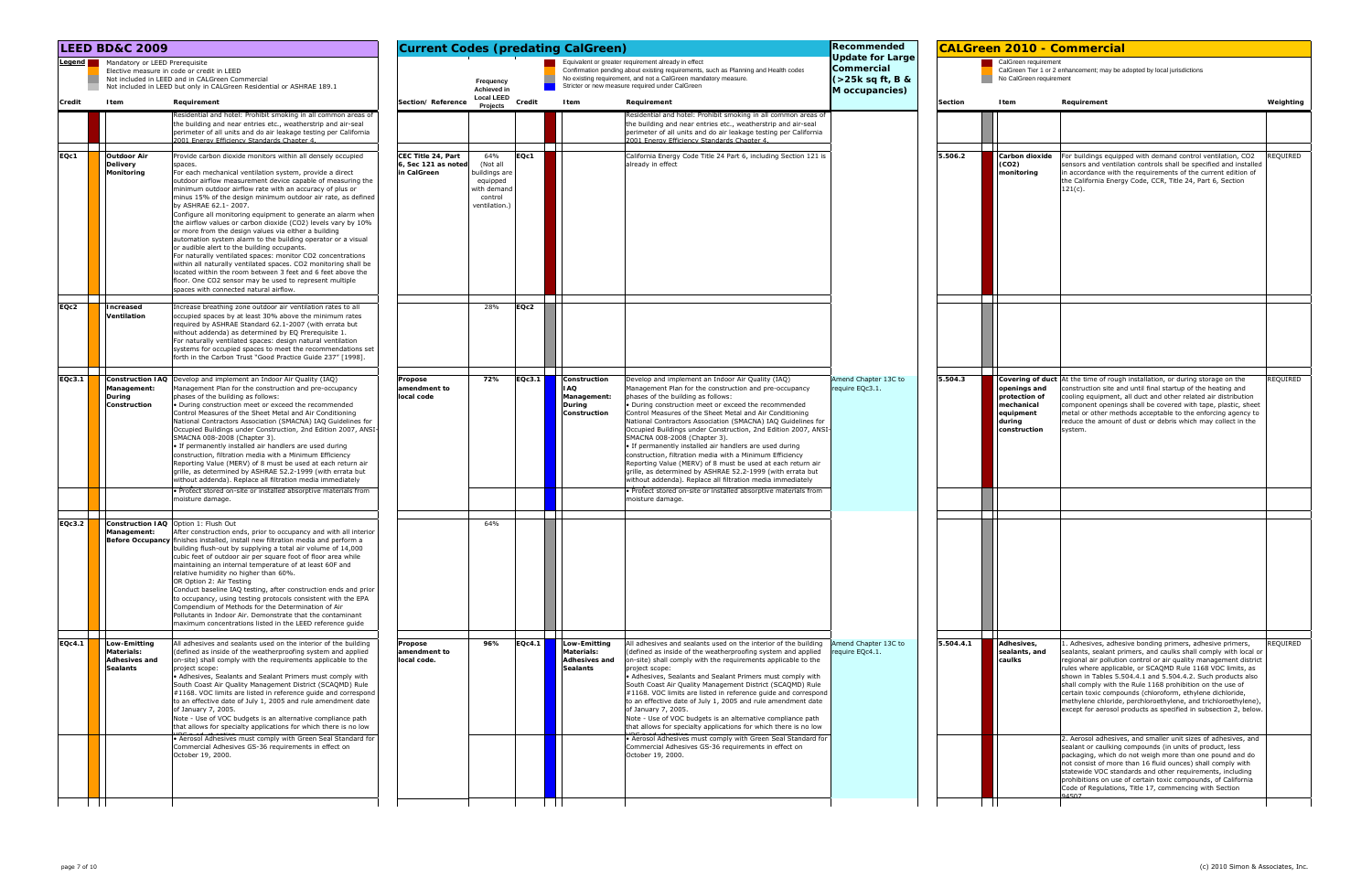| LEED BD&C 2009 | | | Current Codes (predating CalGreen) | | | | | Recommended Update for Large Commercial (>25k sq ft, B & M occupancies) | CALGreen 2010 - Commercial | | | |
|---|---|---|---|---|---|---|---|---|---|---|---|---|
| Legend: Mandatory or LEED Prerequisite; Elective measure in code or credit in LEED; Not included in LEED and in CALGreen Commercial; Not included in LEED but only in CALGreen Residential or ASHRAE 189.1 | | | Equivalent or greater requirement already in effect; Confirmation pending about existing requirements, such as Planning and Health codes; No existing requirement, and not a CalGreen mandatory measure; Stricter or new measure required under CalGreen | | | | | | CalGreen requirement; CalGreen Tier 1 or 2 enhancement; may be adopted by local jurisdictions; No CalGreen requirement | | | |
| **Credit** | **Item** | **Requirement** | **Section/ Reference** | **Frequency Achieved in Local LEED Projects** | **Credit** | **Item** | **Requirement** | | **Section** | **Item** | **Requirement** | **Weighting** |
| | | Residential and hotel: Prohibit smoking in all common areas of the building and near entries etc., weatherstrip and air-seal perimeter of all units and do air leakage testing per California 2001 Energy Efficiency Standards Chapter 4. | | | | | Residential and hotel: Prohibit smoking in all common areas of the building and near entries etc., weatherstrip and air-seal perimeter of all units and do air leakage testing per California 2001 Energy Efficiency Standards Chapter 4. | | | | | |
| EQc1 | Outdoor Air Delivery Monitoring | Provide carbon dioxide monitors within all densely occupied spaces. For each mechanical ventilation system, provide a direct outdoor airflow measurement device capable of measuring the minimum outdoor airflow rate with an accuracy of plus or minus 15% of the design minimum outdoor air rate, as defined by ASHRAE 62.1- 2007. Configure all monitoring equipment to generate an alarm when the airflow values or carbon dioxide (CO2) levels vary by 10% or more from the design values via either a building automation system alarm to the building operator or a visual or audible alert to the building occupants. For naturally ventilated spaces: monitor CO2 concentrations within all naturally ventilated spaces. CO2 monitoring shall be located within the room between 3 feet and 6 feet above the floor. One CO2 sensor may be used to represent multiple spaces with connected natural airflow. | CEC Title 24, Part 6, Sec 121 as noted in CalGreen | 64% (Not all buildings are equipped with demand control ventilation.) | EQc1 | | California Energy Code Title 24 Part 6, including Section 121 is already in effect | | 5.506.2 | Carbon dioxide (CO2) monitoring | For buildings equipped with demand control ventilation, CO2 sensors and ventilation controls shall be specified and installed in accordance with the requirements of the current edition of the California Energy Code, CCR, Title 24, Part 6, Section 121(c). | REQUIRED |
| EQc2 | Increased Ventilation | Increase breathing zone outdoor air ventilation rates to all occupied spaces by at least 30% above the minimum rates required by ASHRAE Standard 62.1-2007 (with errata but without addenda) as determined by EQ Prerequisite 1. For naturally ventilated spaces: design natural ventilation systems for occupied spaces to meet the recommendations set forth in the Carbon Trust "Good Practice Guide 237" [1998]. | | 28% | EQc2 | | | | | | | |
| EQc3.1 | Construction IAQ Management: During Construction | Develop and implement an Indoor Air Quality (IAQ) Management Plan for the construction and pre-occupancy phases of the building as follows: • During construction meet or exceed the recommended Control Measures of the Sheet Metal and Air Conditioning National Contractors Association (SMACNA) IAQ Guidelines for Occupied Buildings under Construction, 2nd Edition 2007, ANSI-SMACNA 008-2008 (Chapter 3). • If permanently installed air handlers are used during construction, filtration media with a Minimum Efficiency Reporting Value (MERV) of 8 must be used at each return air grille, as determined by ASHRAE 52.2-1999 (with errata but without addenda). Replace all filtration media immediately • Protect stored on-site or installed absorptive materials from moisture damage. | Propose amendment to local code | 72% | EQc3.1 | Construction IAQ Management: During Construction | Develop and implement an Indoor Air Quality (IAQ) Management Plan for the construction and pre-occupancy phases of the building as follows: • During construction meet or exceed the recommended Control Measures of the Sheet Metal and Air Conditioning National Contractors Association (SMACNA) IAQ Guidelines for Occupied Buildings under Construction, 2nd Edition 2007, ANSI-SMACNA 008-2008 (Chapter 3). • If permanently installed air handlers are used during construction, filtration media with a Minimum Efficiency Reporting Value (MERV) of 8 must be used at each return air grille, as determined by ASHRAE 52.2-1999 (with errata but without addenda). Replace all filtration media immediately • Protect stored on-site or installed absorptive materials from moisture damage. | Amend Chapter 13C to require EQc3.1. | 5.504.3 | Covering of duct openings and protection of mechanical equipment during construction | At the time of rough installation, or during storage on the construction site and until final startup of the heating and cooling equipment, all duct and other related air distribution component openings shall be covered with tape, plastic, sheet metal or other methods acceptable to the enforcing agency to reduce the amount of dust or debris which may collect in the system. | REQUIRED |
| EQc3.2 | Construction IAQ Management: Before Occupancy | Option 1: Flush Out After construction ends, prior to occupancy and with all interior finishes installed, install new filtration media and perform a building flush-out by supplying a total air volume of 14,000 cubic feet of outdoor air per square foot of floor area while maintaining an internal temperature of at least 60F and relative humidity no higher than 60%. OR Option 2: Air Testing Conduct baseline IAQ testing, after construction ends and prior to occupancy, using testing protocols consistent with the EPA Compendium of Methods for the Determination of Air Pollutants in Indoor Air. Demonstrate that the contaminant maximum concentrations listed in the LEED reference guide | | 64% | | | | | | | | |
| EQc4.1 | Low-Emitting Materials: Adhesives and Sealants | All adhesives and sealants used on the interior of the building (defined as inside of the weatherproofing system and applied on-site) shall comply with the requirements applicable to the project scope: • Adhesives, Sealants and Sealant Primers must comply with South Coast Air Quality Management District (SCAQMD) Rule #1168. VOC limits are listed in reference guide and correspond to an effective date of July 1, 2005 and rule amendment date of January 7, 2005. Note - Use of VOC budgets is an alternative compliance path that allows for specialty applications for which there is no low • Aerosol Adhesives must comply with Green Seal Standard for Commercial Adhesives GS-36 requirements in effect on October 19, 2000. | Propose amendment to local code. | 96% | EQc4.1 | Low-Emitting Materials: Adhesives and Sealants | All adhesives and sealants used on the interior of the building (defined as inside of the weatherproofing system and applied on-site) shall comply with the requirements applicable to the project scope: • Adhesives, Sealants and Sealant Primers must comply with South Coast Air Quality Management District (SCAQMD) Rule #1168. VOC limits are listed in reference guide and correspond to an effective date of July 1, 2005 and rule amendment date of January 7, 2005. Note - Use of VOC budgets is an alternative compliance path that allows for specialty applications for which there is no low • Aerosol Adhesives must comply with Green Seal Standard for Commercial Adhesives GS-36 requirements in effect on October 19, 2000. | Amend Chapter 13C to require EQc4.1. | 5.504.4.1 | Adhesives, sealants, and caulks | 1. Adhesives, adhesive bonding primers, adhesive primers, sealants, sealant primers, and caulks shall comply with local or regional air pollution control or air quality management district rules where applicable, or SCAQMD Rule 1168 VOC limits, as shown in Tables 5.504.4.1 and 5.504.4.2. Such products also shall comply with the Rule 1168 prohibition on the use of certain toxic compounds (chloroform, ethylene dichloride, methylene chloride, perchloroethylene, and trichloroethylene), except for aerosol products as specified in subsection 2, below. 2. Aerosol adhesives, and smaller unit sizes of adhesives, and sealant or caulking compounds (in units of product, less packaging, which do not weigh more than one pound and do not consist of more than 16 fluid ounces) shall comply with statewide VOC standards and other requirements, including prohibitions on use of certain toxic compounds, of California Code of Regulations, Title 17, commencing with Section 94507 | REQUIRED |

(c) 2010 Simon & Associates, Inc.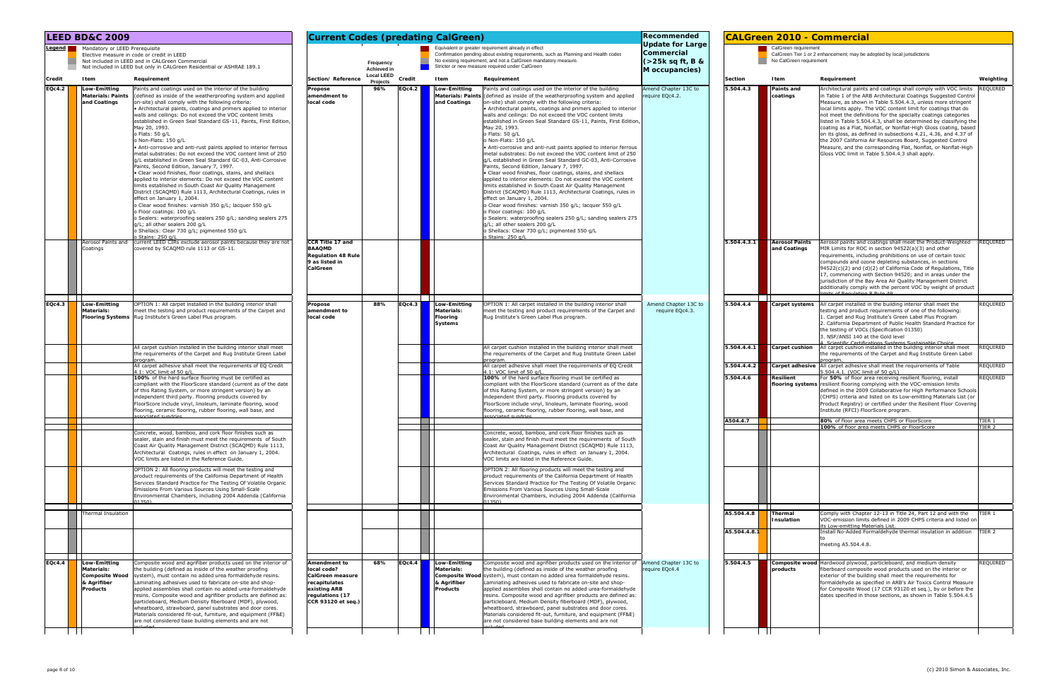## LEED BD&C 2009

**Legend**
- Mandatory or LEED Prerequisite
- Elective measure in code or credit in LEED
- Not included in LEED and in CALGreen Commercial
- Not included in LEED but only in CALGreen Residential or ASHRAE 189.1

## Current Codes (predating CalGreen)

- Equivalent or greater requirement already in effect
- Confirmation pending about existing requirements, such as Planning and Health codes
- No existing requirement, and not a CALGreen mandatory measure.
- Stricter or new measure required under CalGreen

## CALGreen 2010 - Commercial

- CalGreen requirement
- CalGreen Tier 1 or 2 enhancement; may be adopted by local jurisdictions
- No CalGreen requirement

| Credit | Item | Requirement | Section/ Reference | Frequency Achieved in Local LEED Projects | Credit | Item | Requirement | Recommended Update for Large Commercial (>25k sq ft, B & M occupancies) | Section | Item | Requirement | Weighting |
|---|---|---|---|---|---|---|---|---|---|---|---|---|
| EQc4.2 | Low-Emitting Materials: Paints and Coatings | Paints and coatings used on the interior of the building (defined as inside of the weatherproofing system and applied on-site) shall comply with the following criteria:<br>• Architectural paints, coatings and primers applied to interior walls and ceilings: Do not exceed the VOC content limits established in Green Seal Standard GS-11, Paints, First Edition, May 20, 1993.<br>o Flats: 50 g/L<br>o Non-Flats: 150 g/L<br>• Anti-corrosive and anti-rust paints applied to interior ferrous metal substrates: Do not exceed the VOC content limit of 250 g/L established in Green Seal Standard GC-03, Anti-Corrosive Paints, Second Edition, January 7, 1997.<br>• Clear wood finishes, floor coatings, stains, and shellacs applied to interior elements: Do not exceed the VOC content limits established in South Coast Air Quality Management District (SCAQMD) Rule 1113, Architectural Coatings, rules in effect on January 1, 2004.<br>o Clear wood finishes: varnish 350 g/L; lacquer 550 g/L<br>o Floor coatings: 100 g/L<br>o Sealers: waterproofing sealers 250 g/L; sanding sealers 275 g/L; all other sealers 200 g/L<br>o Shellacs: Clear 730 g/L; pigmented 550 g/L<br>o Stains: 250 g/L | Propose amendment to local code | 96% | EQc4.2 | Low-Emitting Materials: Paints and Coatings | Paints and coatings used on the interior of the building (defined as inside of the weatherproofing system and applied on-site) shall comply with the following criteria:<br>• Architectural paints, coatings and primers applied to interior walls and ceilings: Do not exceed the VOC content limits established in Green Seal Standard GS-11, Paints, First Edition, May 20, 1993.<br>o Flats: 50 g/L<br>o Non-Flats: 150 g/L<br>• Anti-corrosive and anti-rust paints applied to interior ferrous metal substrates: Do not exceed the VOC content limit of 250 g/L established in Green Seal Standard GC-03, Anti-Corrosive Paints, Second Edition, January 7, 1997.<br>• Clear wood finishes, floor coatings, stains, and shellacs applied to interior elements: Do not exceed the VOC content limits established in South Coast Air Quality Management District (SCAQMD) Rule 1113, Architectural Coatings, rules in effect on January 1, 2004.<br>o Clear wood finishes: varnish 350 g/L; lacquer 550 g/L<br>o Floor coatings: 100 g/L<br>o Sealers: waterproofing sealers 250 g/L; sanding sealers 275 g/L; all other sealers 200 g/L<br>o Shellacs: Clear 730 g/L; pigmented 550 g/L<br>o Stains: 250 g/L | Amend Chapter 13C to require EQc4.2. | 5.504.4.3 | Paints and coatings | Architectural paints and coatings shall comply with VOC limits in Table 1 of the ARB Architectural Coatings Suggested Control Measure, as shown in Table 5.504.4.3, unless more stringent local limits apply. The VOC content limit for coatings that do not meet the definitions for the specialty coatings categories listed in Table 5.504.4.3, shall be determined by classifying the coating as a Flat, Nonflat, or Nonflat-High Gloss coating, based on its gloss, as defined in subsections 4.21, 4.36, and 4.37 of the 2007 California Air Resources Board, Suggested Control Measure, and the corresponding Flat, Nonflat, or Nonflat-High Gloss VOC limit in Table 5.504.4.3 shall apply. | REQUIRED |
| | Aerosol Paints and Coatings | current LEED CIRs exclude aerosol paints because they are not covered by SCAQMD rule 1113 or GS-11. | CCR Title 17 and BAAQMD Regulation 48 Rule 9 as listed in CalGreen | | | | | | 5.504.4.3.1 | Aerosol Paints and Coatings | Aerosol paints and coatings shall meet the Product-Weighted MIR Limits for ROC in section 94522(a)(3) and other requirements, including prohibitions on use of certain toxic compounds and ozone depleting substances, in sections 94522(c)(2) and (d)(2) of California Code of Regulations, Title 17, commencing with Section 94520; and in areas under the jurisdiction of the Bay Area Air Quality Management District additionally comply with the percent VOC by weight of product limits of Regulation 8 Rule 49. | REQUIRED |
| EQc4.3 | Low-Emitting Materials: Flooring Systems | OPTION 1: All carpet installed in the building interior shall meet the testing and product requirements of the Carpet and Rug Institute's Green Label Plus program. | Propose amendment to local code | 88% | EQc4.3 | Low-Emitting Materials: Flooring Systems | OPTION 1: All carpet installed in the building interior shall meet the testing and product requirements of the Carpet and Rug Institute's Green Label Plus program. | Amend Chapter 13C to require EQc4.3. | 5.504.4.4 | Carpet systems | All carpet installed in the building interior shall meet the testing and product requirements of one of the following:<br>1. Carpet and Rug Institute's Green Label Plus Program<br>2. California Department of Public Health Standard Practice for the testing of VOCs (Specification 01350)<br>3. NSF/ANSI 140 at the Gold level<br>4. Scientific Certifications Systems Sustainable Choice | REQUIRED |
| | | All carpet cushion installed in the building interior shall meet the requirements of the Carpet and Rug Institute Green Label program. | | | | | All carpet cushion installed in the building interior shall meet the requirements of the Carpet and Rug Institute Green Label program. | | 5.504.4.4.1 | Carpet cushion | All carpet cushion installed in the building interior shall meet the requirements of the Carpet and Rug Institute Green Label program. | REQUIRED |
| | | All carpet adhesive shall meet the requirements of EQ Credit 4.1: VOC limit of 50 g/L. | | | | | All carpet adhesive shall meet the requirements of EQ Credit 4.1: VOC limit of 50 g/L. | | 5.504.4.4.2 | Carpet adhesive | All carpet adhesive shall meet the requirements of Table 5.504.4.1. (VOC limit of 50 g/L) | REQUIRED |
| | | **100%** of the hard surface flooring must be certified as compliant with the FloorScore standard (current as of the date of this Rating System, or more stringent version) by an independent third party. Flooring products covered by FloorScore include vinyl, linoleum, laminate flooring, wood flooring, ceramic flooring, rubber flooring, wall base, and associated sundries. | | | | | **100%** of the hard surface flooring must be certified as compliant with the FloorScore standard (current as of the date of this Rating System, or more stringent version) by an independent third party. Flooring products covered by FloorScore include vinyl, linoleum, laminate flooring, wood flooring, ceramic flooring, rubber flooring, wall base, and associated sundries. | | 5.504.4.6 | Resilient flooring systems | For **50%** of floor area receiving resilient flooring, install resilient flooring complying with the VOC-emission limits defined in the 2009 Collaborative for High Performance Schools (CHPS) criteria and listed on its Low-emitting Materials List (or Product Registry) or certified under the Resilient Floor Covering Institute (RFCI) FloorScore program. | REQUIRED |
| | | | | | | | | | A504.4.7 | | **80%** of floor area meets CHPS or FloorScore | TIER 1 |
| | | | | | | | | | | | **100%** of floor area meets CHPS or FloorScore | TIER 2 |
| | | Concrete, wood, bamboo, and cork floor finishes such as sealer, stain and finish must meet the requirements of South Coast Air Quality Management District (SCAQMD) Rule 1113, Architectural Coatings, rules in effect on January 1, 2004. VOC limits are listed in the Reference Guide. | | | | | Concrete, wood, bamboo, and cork floor finishes such as sealer, stain and finish must meet the requirements of South Coast Air Quality Management District (SCAQMD) Rule 1113, Architectural Coatings, rules in effect on January 1, 2004. VOC limits are listed in the Reference Guide. | | | | | |
| | | OPTION 2: All flooring products will meet the testing and product requirements of the California Department of Health Services Standard Practice for The Testing Of Volatile Organic Emissions From Various Sources Using Small-Scale Environmental Chambers, including 2004 Addenda (California 01350) | | | | | OPTION 2: All flooring products will meet the testing and product requirements of the California Department of Health Services Standard Practice for The Testing Of Volatile Organic Emissions From Various Sources Using Small-Scale Environmental Chambers, including 2004 Addenda (California 01350) | | | | | |
| | Thermal Insulation | | | | | | | | A5.504.4.8 | Thermal Insulation | Comply with Chapter 12-13 in Title 24, Part 12 and with the VOC-emission limits defined in 2009 CHPS criteria and listed on its Low-emitting Materials List. | TIER 1 |
| | | | | | | | | | A5.504.4.8.1 | | Install No-Added Formaldehyde thermal insulation in addition to meeting A5.504.4.8. | TIER 2 |
| EQc4.4 | Low-Emitting Materials: Composite Wood & Agrifiber Products | Composite wood and agrifiber products used on the interior of the building (defined as inside of the weather proofing system), must contain no added urea formaldehyde resins. Laminating adhesives used to fabricate on-site and shop-applied assemblies shall contain no added urea-formaldehyde resins. Composite wood and agrifiber products are defined as: particleboard, Medium Density fiberboard (MDF), plywood, wheatboard, strawboard, panel substrates and door cores. Materials considered fit-out, furniture, and equipment (FF&E) are not considered base building elements and are not included. | Amendment to local code? CalGreen measure recapitulates existing ARB regulations (17 CCR 93120 et seq.) | 68% | EQc4.4 | Low-Emitting Materials: Composite Wood & Agrifiber Products | Composite wood and agrifiber products used on the interior of the building (defined as inside of the weather proofing system), must contain no added urea formaldehyde resins. Laminating adhesives used to fabricate on-site and shop-applied assemblies shall contain no added urea-formaldehyde resins. Composite wood and agrifiber products are defined as: particleboard, Medium Density fiberboard (MDF), plywood, wheatboard, strawboard, panel substrates and door cores. Materials considered fit-out, furniture, and equipment (FF&E) are not considered base building elements and are not included. | Amend Chapter 13C to require EQc4.4 | 5.504.4.5 | Composite wood products | Hardwood plywood, particleboard, and medium density fiberboard composite wood products used on the interior or exterior of the building shall meet the requirements for formaldehyde as specified in ARB's Air Toxics Control Measure for Composite Wood (17 CCR 93120 et seq.), by or before the dates specified in those sections, as shown in Table 5.504.5 | REQUIRED |

(c) 2010 Simon & Associates, Inc.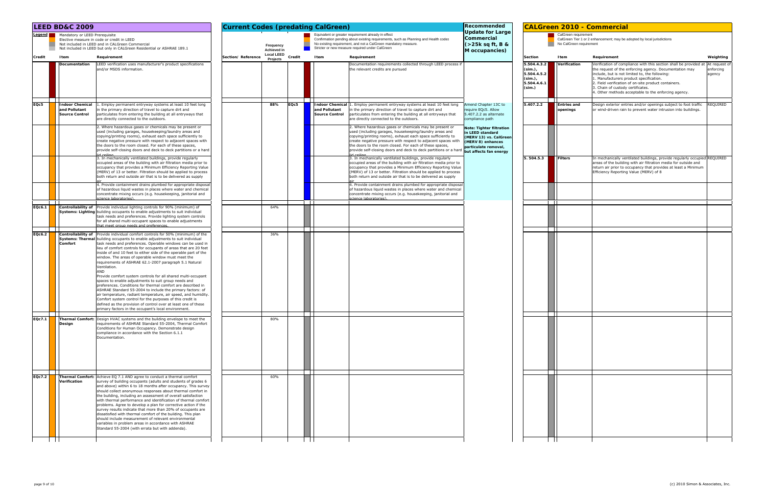| LEED BD&C 2009 | | | Current Codes (predating CalGreen) | | | | | Recommended Update for Large Commercial (>25k sq ft, B & M occupancies) | CALGreen 2010 - Commercial | | | |
|---|---|---|---|---|---|---|---|---|---|---|---|---|
| Legend: Mandatory or LEED Prerequisite; Elective measure in code or credit in LEED; Not included in LEED and in CALGreen Commercial; Not included in LEED but only in CALGreen Residential or ASHRAE 189.1 | | | Legend: Equivalent or greater requirement already in effect; Confirmation pending about existing requirements, such as Planning and Health codes; No existing requirement, and not a CalGreen mandatory measure; Stricter or new measure required under CalGreen | | | | | | Legend: CalGreen requirement; CalGreen Tier 1 or 2 enhancement; may be adopted by local jurisdictions; No CalGreen requirement | | | |
| **Credit** | **Item** | **Requirement** | **Section/ Reference** | **Frequency Achieved in Local LEED Projects** | **Credit** | **Item** | **Requirement** | | **Section** | **Item** | **Requirement** | **Weighting** |
| | **Documentation** | LEED verification uses manufacturer's product specifications and/or MSDS information. | | | | | Documentation requirements collected through LEED process if the relevant credits are pursued | | **5.504.4.3.2 (sim.), 5.504.4.5.2 (sim.), 5.504.4.6.1 (sim.)** | **Verification** | Verification of compliance with this section shall be provided at the request of the enforcing agency. Documentation may include, but is not limited to, the following: 1. Manufacturers product specification. 2. Field verification of on-site product containers. 3. Chain of custody certificates. 4. Other methods acceptable to the enforcing agency. | At request of enforcing agency |
| **EQc5** | **Indoor Chemical and Pollutant Source Control** | 1. Employ permanent entryway systems at least 10 feet long in the primary direction of travel to capture dirt and particulates from entering the building at all entryways that are directly connected to the outdoors. | | 88% | **EQc5** | **Indoor Chemical and Pollutant Source Control** | 1. Employ permanent entryway systems at least 10 feet long in the primary direction of travel to capture dirt and particulates from entering the building at all entryways that are directly connected to the outdoors. | Amend Chapter 13C to require EQc5. Allow 5.407.2.2 as alternate compliance path | **5.407.2.2** | **Entries and openings** | Design exterior entries and/or openings subject to foot traffic or wind-driven rain to prevent water intrusion into buildings. | REQUIRED |
| | | 2. Where hazardous gases or chemicals may be present or used (including garages, housekeeping/laundry areas and copying/printing rooms), exhaust each space sufficiently to create negative pressure with respect to adjacent spaces with the doors to the room closed. For each of these spaces, provide self-closing doors and deck to deck partitions or a hard lid ceiling. | | | | | 2. Where hazardous gases or chemicals may be present or used (including garages, housekeeping/laundry areas and copying/printing rooms), exhaust each space sufficiently to create negative pressure with respect to adjacent spaces with the doors to the room closed. For each of these spaces, provide self-closing doors and deck to deck partitions or a hard lid ceiling. | **Note: Tighter filtration in LEED standard (MERV 13) vs. CalGreen (MERV 8) enhances particulate removal, but affects fan energy** | | | | |
| | | 3. In mechanically ventilated buildings, provide regularly occupied areas of the building with air filtration media prior to occupancy that provides a Minimum Efficiency Reporting Value (MERV) of 13 or better. Filtration should be applied to process both return and outside air that is to be delivered as supply air. | | | | | 3. In mechanically ventilated buildings, provide regularly occupied areas of the building with air filtration media prior to occupancy that provides a Minimum Efficiency Reporting Value (MERV) of 13 or better. Filtration should be applied to process both return and outside air that is to be delivered as supply air. | | **5. 504.5.3** | **Filters** | In mechanically ventilated buildings, provide regularly occupied areas of the building with air filtration media for outside and return air prior to occupancy that provides at least a Minimum Efficiency Reporting Value (MERV) of 8 | REQUIRED |
| | | 4. Provide containment drains plumbed for appropriate disposal of hazardous liquid wastes in places where water and chemical concentrate mixing occurs (e.g. housekeeping, janitorial and science laboratories). | | | | | 4. Provide containment drains plumbed for appropriate disposal of hazardous liquid wastes in places where water and chemical concentrate mixing occurs (e.g. housekeeping, janitorial and science laboratories). | | | | | |
| **EQc6.1** | **Controllability of Systems: Lighting** | Provide individual lighting controls for 90% (minimum) of building occupants to enable adjustments to suit individual task needs and preferences. Provide lighting system controls for all shared multi-occupant spaces to enable adjustments that meet group needs and preferences. | | 64% | | | | | | | | |
| **EQc6.2** | **Controllability of Systems: Thermal Comfort** | Provide individual comfort controls for 50% (minimum) of the building occupants to enable adjustments to suit individual task needs and preferences. Operable windows can be used in lieu of comfort controls for occupants of areas that are 20 feet inside of and 10 feet to either side of the operable part of the window. The areas of operable window must meet the requirements of ASHRAE 62.1-2007 paragraph 5.1 Natural Ventilation. AND Provide comfort system controls for all shared multi-occupant spaces to enable adjustments to suit group needs and preferences. Conditions for thermal comfort are described in ASHRAE Standard 55-2004 to include the primary factors: of air temperature, radiant temperature, air speed, and humidity. Comfort system control for the purposes of this credit is defined as the provision of control over at least one of these primary factors in the occupant's local environment. | | 36% | | | | | | | | |
| **EQc7.1** | **Thermal Comfort: Design** | Design HVAC systems and the building envelope to meet the requirements of ASHRAE Standard 55-2004, Thermal Comfort Conditions for Human Occupancy. Demonstrate design compliance in accordance with the Section 6.1.1 Documentation. | | 80% | | | | | | | | |
| **EQc7.2** | **Thermal Comfort: Verification** | Achieve EQ 7.1 AND agree to conduct a thermal comfort survey of building occupants (adults and students of grades 6 and above) within 6 to 18 months after occupancy. This survey should collect anonymous responses about thermal comfort in the building, including an assessment of overall satisfaction with thermal performance and identification of thermal comfort problems. Agree to develop a plan for corrective action if the survey results indicate that more than 20% of occupants are dissatisfied with thermal comfort of the building. This plan should include measurement of relevant environmental variables in problem areas in accordance with ASHRAE Standard 55-2004 (with errata but with addenda). | | 60% | | | | | | | | |

(c) 2010 Simon & Associates, Inc.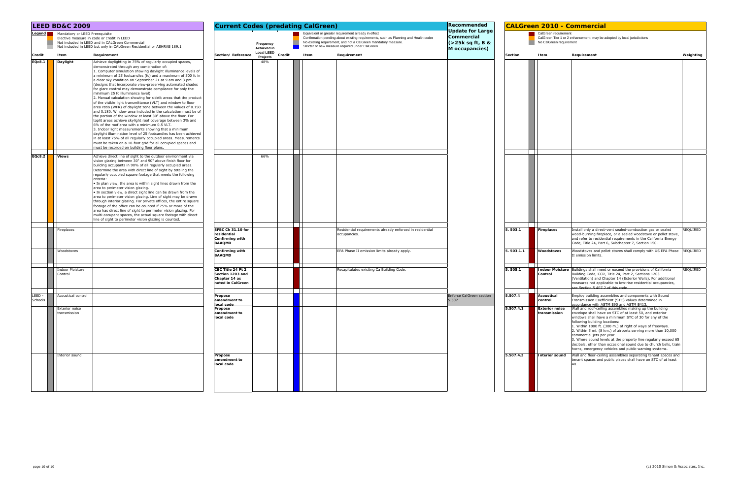## LEED BD&C 2009

**Legend**
- Mandatory or LEED Prerequisite
- Elective measure in code or credit in LEED
- Not included in LEED and in CALGreen Commercial
- Not included in LEED but only in CALGreen Residential or ASHRAE 189.1

## Current Codes (predating CalGreen)

- Equivalent or greater requirement already in effect
- Confirmation pending about existing requirements, such as Planning and Health codes
- No existing requirement, and not a CalGreen mandatory measure.
- Stricter or new measure required under CalGreen

## CALGreen 2010 - Commercial

- CalGreen requirement
- CalGreen Tier 1 or 2 enhancement; may be adopted by local jurisdictions
- No CalGreen requirement

| Credit | Item | Requirement | Section/ Reference | Frequency Achieved in Local LEED Projects | Credit | Item | Requirement | Recommended Update for Large Commercial (>25k sq ft, B & M occupancies) | Section | Item | Requirement | Weighting |
|---|---|---|---|---|---|---|---|---|---|---|---|---|
| EQc8.1 | Daylight | Achieve daylighting in 75% of regularly occupied spaces, demonstrated through any combination of:<br>1. Computer simulation showing daylight illuminance levels of a minimum of 25 footcandles (fc) and a maximum of 500 fc in a clear sky condition on September 21 at 9 am and 3 pm (designs that incorporate view-preserving automated shades for glare control may demonstrate compliance for only the minimum 25 fc illuminance level).<br>2. Manual calculation showing for sidelit areas that the product of the visible light transmittance (VLT) and window to floor area ratio (WFR) of daylight zone between the values of 0.150 and 0.180. Window area included in the calculation must be of the portion of the window at least 30" above the floor. For toplit areas achieve skylight roof coverage between 3% and 6% of the roof area with a minimum 0.5 VLT.<br>3. Indoor light measurements showing that a minimum daylight illumination level of 25 footcandles has been achieved in at least 75% of all regularly occupied areas. Measurements must be taken on a 10-foot grid for all occupied spaces and must be recorded on building floor plans. | | 48% | | | | | | | | |
| EQc8.2 | Views | Achieve direct line of sight to the outdoor environment via vision glazing between 30" and 90" above finish floor for building occupants in 90% of all regularly occupied areas. Determine the area with direct line of sight by totaling the regularly occupied square footage that meets the following criteria:<br>• In plan view, the area is within sight lines drawn from the area to perimeter vision glazing.<br>• In section view, a direct sight line can be drawn from the area to perimeter vision glazing. Line of sight may be drawn through interior glazing. For private offices, the entire square footage of the office can be counted if 75% or more of the area has direct line of sight to perimeter vision glazing. For multi-occupant spaces, the actual square footage with direct line of sight to perimeter vision glazing is counted. | | 66% | | | | | | | | |
| | Fireplaces | | SFBC Ch 31.10 for residential Confirming with BAAQMD | | | | Residential requirements already enforced in residential occupancies. | | 5. 503.1 | Fireplaces | Install only a direct-vent sealed-combustion gas or sealed wood-burning fireplace, or a sealed woodstove or pellet stove, and refer to residential requirements in the California Energy Code, Title 24, Part 6, Subchapter 7, Section 150. | REQUIRED |
| | Woodstoves | | Confirming with BAAQMD | | | | EPA Phase II emission limits already apply. | | 5. 503.1.1 | Woodstoves | Woodstoves and pellet stoves shall comply with US EPA Phase II emission limits. | REQUIRED |
| | Indoor Moisture Control | | CBC Title 24 Pt 2 Section 1203 and Chapter 14 as noted in CalGreen | | | | Recapitulates existing Ca Building Code. | | 5. 505.1 | Indoor Moisture Control | Buildings shall meet or exceed the provisions of California Building Code, CCR, Title 24, Part 2, Sections 1203 (Ventilation) and Chapter 14 (Exterior Walls). For additional measures not applicable to low-rise residential occupancies, see Section 5.407.2 of this code. | REQUIRED |
| LEED - Schools | Acoustical control | | Propose amendment to local code | | | | | Enforce CalGreen section 5.507 | 5.507.4 | Acoustical control | Employ building assemblies and components with Sound Transmission Coefficient (STC) values determined in accordance with ASTM E90 and ASTM E413. | |
| | Exterior noise transmission | | Propose amendment to local code | | | | | | 5.507.4.1 | Exterior noise transmission | Wall and roof-ceiling assemblies making up the building envelope shall have an STC of at least 50, and exterior windows shall have a minimum STC of 30 for any of the following building locations:<br>1. Within 1000 ft. (300 m.) of right of ways of freeways.<br>2. Within 5 mi. (8 km.) of airports serving more than 10,000 commercial jets per year.<br>3. Where sound levels at the property line regularly exceed 65 decibels, other than occasional sound due to church bells, train horns, emergency vehicles and public warning systems. | |
| | Interior sound | | Propose amendment to local code | | | | | | 5.507.4.2 | Interior sound | Wall and floor-ceiling assemblies separating tenant spaces and tenant spaces and public places shall have an STC of at least 40. | |

(c) 2010 Simon & Associates, Inc.